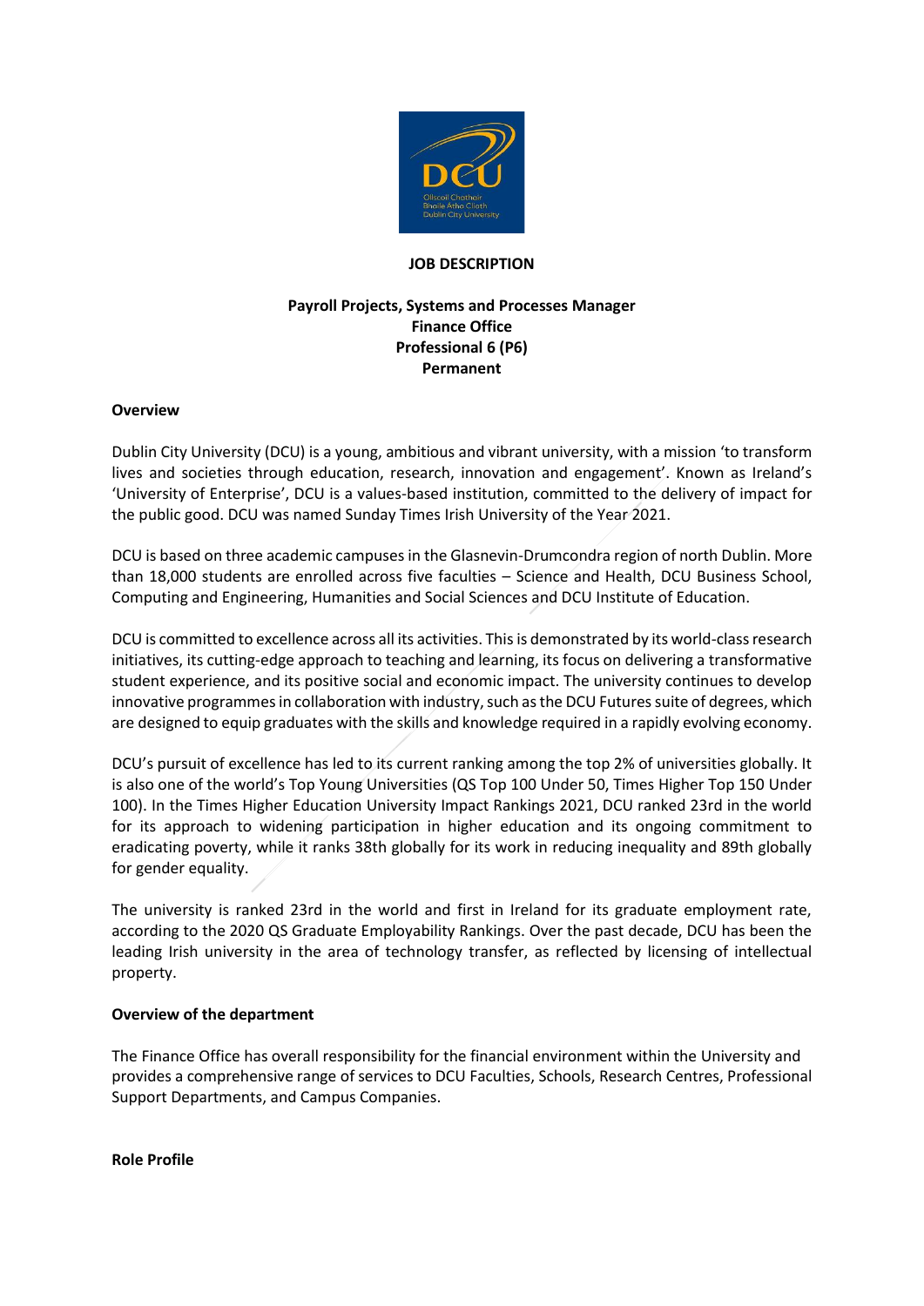**JOB DESCRIPTION**

**Payroll Projects, Systems and Processes Manager**
**Finance Office**
**Professional 6 (P6)**
**Permanent**

## Overview

Dublin City University (DCU) is a young, ambitious and vibrant university, with a mission 'to transform lives and societies through education, research, innovation and engagement'. Known as Ireland's 'University of Enterprise', DCU is a values-based institution, committed to the delivery of impact for the public good. DCU was named Sunday Times Irish University of the Year 2021.

DCU is based on three academic campuses in the Glasnevin-Drumcondra region of north Dublin. More than 18,000 students are enrolled across five faculties – Science and Health, DCU Business School, Computing and Engineering, Humanities and Social Sciences and DCU Institute of Education.

DCU is committed to excellence across all its activities. This is demonstrated by its world-class research initiatives, its cutting-edge approach to teaching and learning, its focus on delivering a transformative student experience, and its positive social and economic impact. The university continues to develop innovative programmes in collaboration with industry, such as the DCU Futures suite of degrees, which are designed to equip graduates with the skills and knowledge required in a rapidly evolving economy.

DCU's pursuit of excellence has led to its current ranking among the top 2% of universities globally. It is also one of the world's Top Young Universities (QS Top 100 Under 50, Times Higher Top 150 Under 100). In the Times Higher Education University Impact Rankings 2021, DCU ranked 23rd in the world for its approach to widening participation in higher education and its ongoing commitment to eradicating poverty, while it ranks 38th globally for its work in reducing inequality and 89th globally for gender equality.

The university is ranked 23rd in the world and first in Ireland for its graduate employment rate, according to the 2020 QS Graduate Employability Rankings. Over the past decade, DCU has been the leading Irish university in the area of technology transfer, as reflected by licensing of intellectual property.

## Overview of the department

The Finance Office has overall responsibility for the financial environment within the University and provides a comprehensive range of services to DCU Faculties, Schools, Research Centres, Professional Support Departments, and Campus Companies.

## Role Profile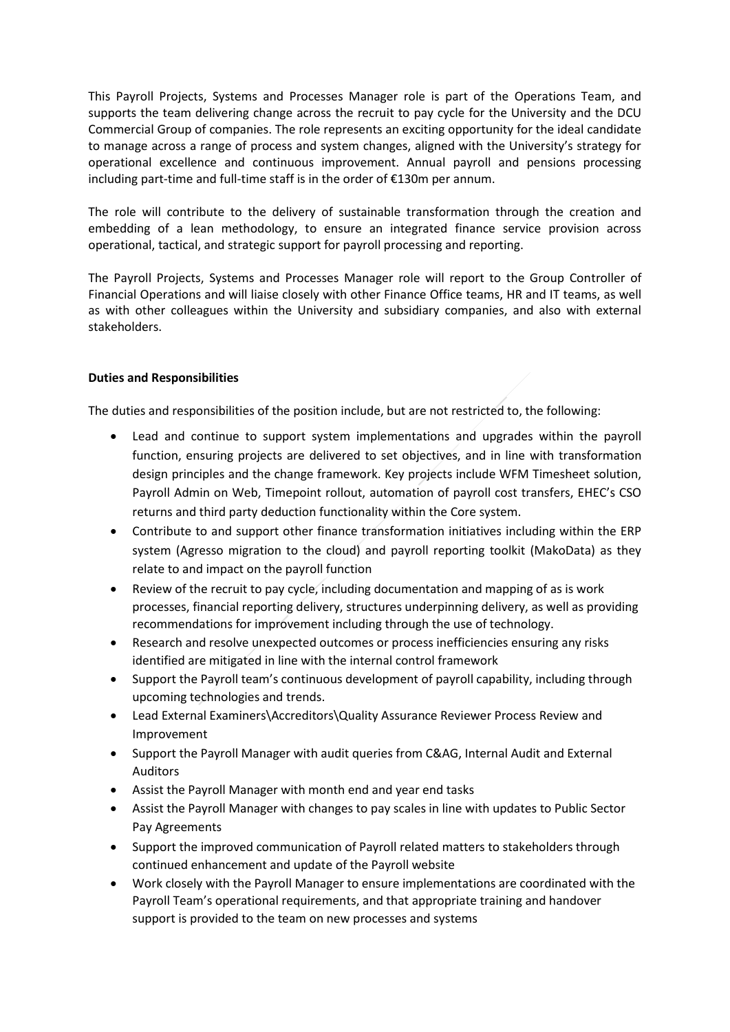This Payroll Projects, Systems and Processes Manager role is part of the Operations Team, and supports the team delivering change across the recruit to pay cycle for the University and the DCU Commercial Group of companies. The role represents an exciting opportunity for the ideal candidate to manage across a range of process and system changes, aligned with the University's strategy for operational excellence and continuous improvement. Annual payroll and pensions processing including part-time and full-time staff is in the order of €130m per annum.

The role will contribute to the delivery of sustainable transformation through the creation and embedding of a lean methodology, to ensure an integrated finance service provision across operational, tactical, and strategic support for payroll processing and reporting.

The Payroll Projects, Systems and Processes Manager role will report to the Group Controller of Financial Operations and will liaise closely with other Finance Office teams, HR and IT teams, as well as with other colleagues within the University and subsidiary companies, and also with external stakeholders.

**Duties and Responsibilities**

The duties and responsibilities of the position include, but are not restricted to, the following:

- Lead and continue to support system implementations and upgrades within the payroll function, ensuring projects are delivered to set objectives, and in line with transformation design principles and the change framework. Key projects include WFM Timesheet solution, Payroll Admin on Web, Timepoint rollout, automation of payroll cost transfers, EHEC's CSO returns and third party deduction functionality within the Core system.
- Contribute to and support other finance transformation initiatives including within the ERP system (Agresso migration to the cloud) and payroll reporting toolkit (MakoData) as they relate to and impact on the payroll function
- Review of the recruit to pay cycle, including documentation and mapping of as is work processes, financial reporting delivery, structures underpinning delivery, as well as providing recommendations for improvement including through the use of technology.
- Research and resolve unexpected outcomes or process inefficiencies ensuring any risks identified are mitigated in line with the internal control framework
- Support the Payroll team's continuous development of payroll capability, including through upcoming technologies and trends.
- Lead External Examiners\Accreditors\Quality Assurance Reviewer Process Review and Improvement
- Support the Payroll Manager with audit queries from C&AG, Internal Audit and External Auditors
- Assist the Payroll Manager with month end and year end tasks
- Assist the Payroll Manager with changes to pay scales in line with updates to Public Sector Pay Agreements
- Support the improved communication of Payroll related matters to stakeholders through continued enhancement and update of the Payroll website
- Work closely with the Payroll Manager to ensure implementations are coordinated with the Payroll Team's operational requirements, and that appropriate training and handover support is provided to the team on new processes and systems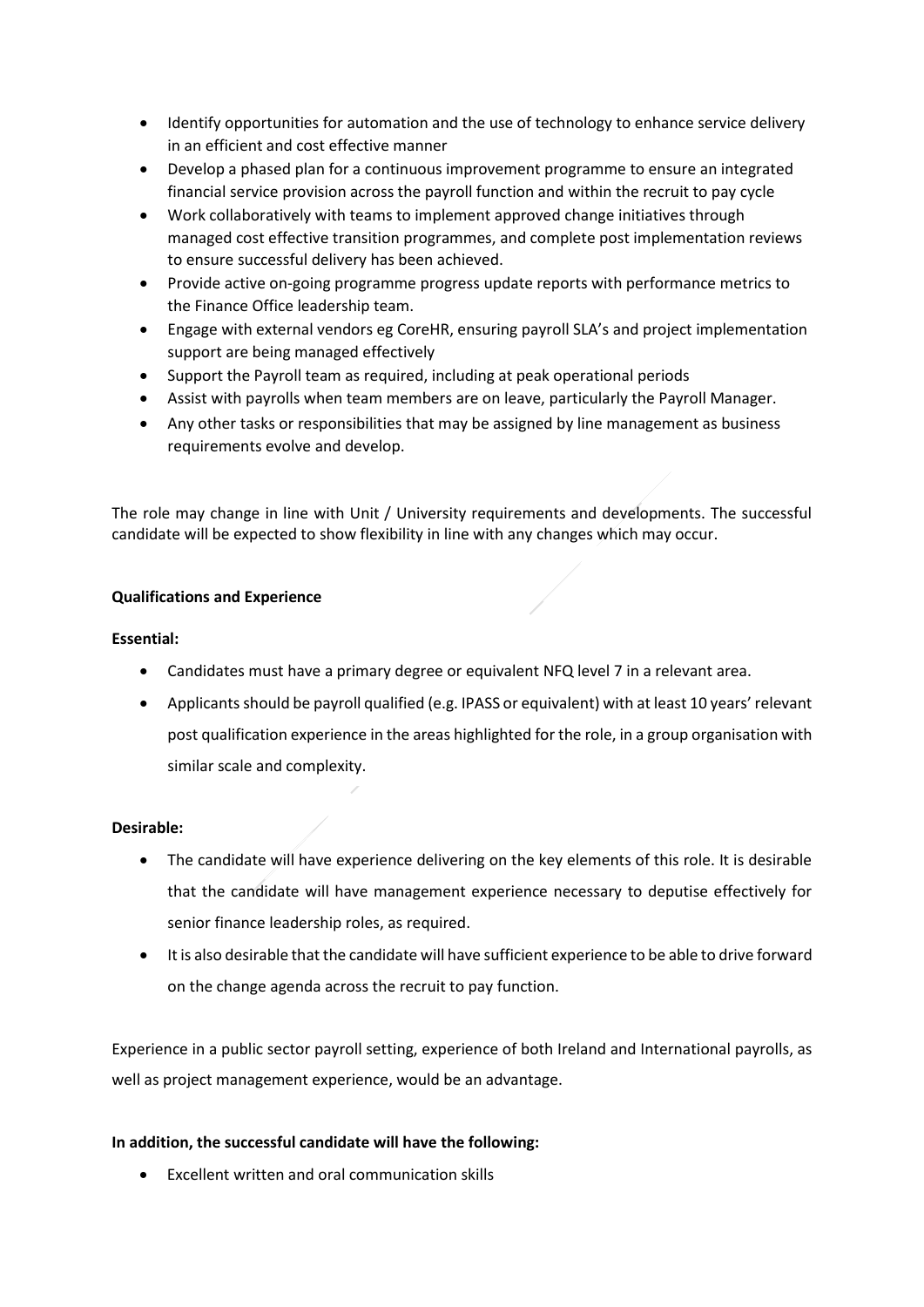- Identify opportunities for automation and the use of technology to enhance service delivery in an efficient and cost effective manner
- Develop a phased plan for a continuous improvement programme to ensure an integrated financial service provision across the payroll function and within the recruit to pay cycle
- Work collaboratively with teams to implement approved change initiatives through managed cost effective transition programmes, and complete post implementation reviews to ensure successful delivery has been achieved.
- Provide active on-going programme progress update reports with performance metrics to the Finance Office leadership team.
- Engage with external vendors eg CoreHR, ensuring payroll SLA's and project implementation support are being managed effectively
- Support the Payroll team as required, including at peak operational periods
- Assist with payrolls when team members are on leave, particularly the Payroll Manager.
- Any other tasks or responsibilities that may be assigned by line management as business requirements evolve and develop.

The role may change in line with Unit / University requirements and developments. The successful candidate will be expected to show flexibility in line with any changes which may occur.

**Qualifications and Experience**

**Essential:**

- Candidates must have a primary degree or equivalent NFQ level 7 in a relevant area.
- Applicants should be payroll qualified (e.g. IPASS or equivalent) with at least 10 years' relevant post qualification experience in the areas highlighted for the role, in a group organisation with similar scale and complexity.

**Desirable:**

- The candidate will have experience delivering on the key elements of this role. It is desirable that the candidate will have management experience necessary to deputise effectively for senior finance leadership roles, as required.
- It is also desirable that the candidate will have sufficient experience to be able to drive forward on the change agenda across the recruit to pay function.

Experience in a public sector payroll setting, experience of both Ireland and International payrolls, as well as project management experience, would be an advantage.

**In addition, the successful candidate will have the following:**

- Excellent written and oral communication skills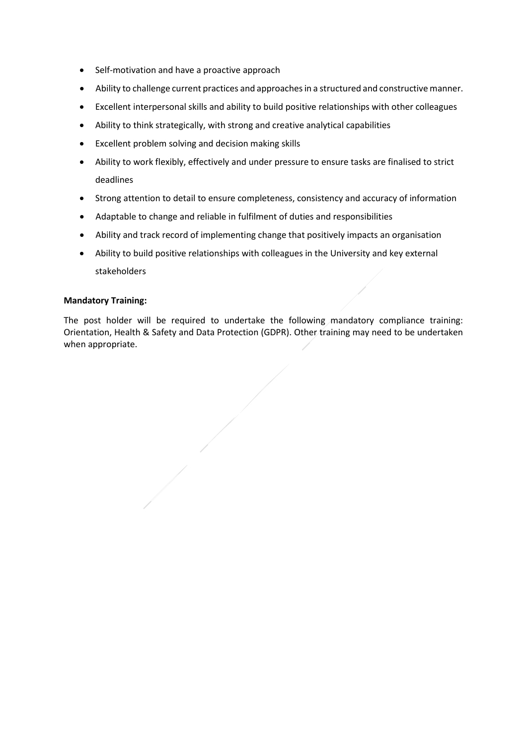- Self-motivation and have a proactive approach
- Ability to challenge current practices and approaches in a structured and constructive manner.
- Excellent interpersonal skills and ability to build positive relationships with other colleagues
- Ability to think strategically, with strong and creative analytical capabilities
- Excellent problem solving and decision making skills
- Ability to work flexibly, effectively and under pressure to ensure tasks are finalised to strict deadlines
- Strong attention to detail to ensure completeness, consistency and accuracy of information
- Adaptable to change and reliable in fulfilment of duties and responsibilities
- Ability and track record of implementing change that positively impacts an organisation
- Ability to build positive relationships with colleagues in the University and key external stakeholders

**Mandatory Training:**

The post holder will be required to undertake the following mandatory compliance training: Orientation, Health & Safety and Data Protection (GDPR). Other training may need to be undertaken when appropriate.